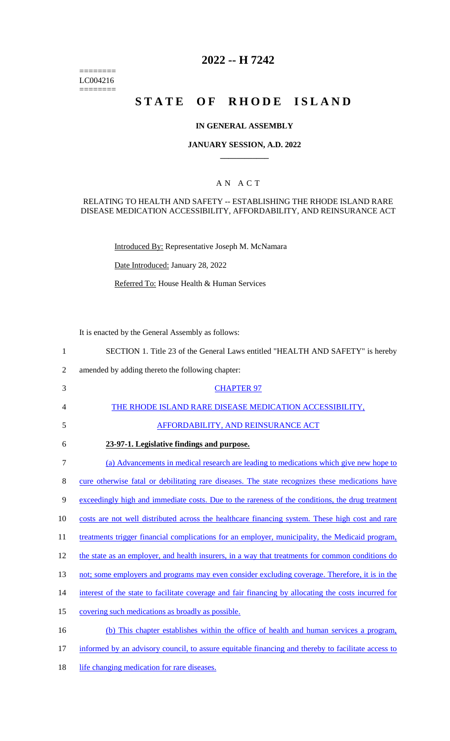========
LC004216
========

# 2022 -- H 7242

# STATE OF RHODE ISLAND

## IN GENERAL ASSEMBLY

### JANUARY SESSION, A.D. 2022

### A N A C T

RELATING TO HEALTH AND SAFETY -- ESTABLISHING THE RHODE ISLAND RARE DISEASE MEDICATION ACCESSIBILITY, AFFORDABILITY, AND REINSURANCE ACT

Introduced By: Representative Joseph M. McNamara

Date Introduced: January 28, 2022

Referred To: House Health & Human Services

It is enacted by the General Assembly as follows:

1 SECTION 1. Title 23 of the General Laws entitled "HEALTH AND SAFETY" is hereby
2 amended by adding thereto the following chapter:

3 CHAPTER 97

4 THE RHODE ISLAND RARE DISEASE MEDICATION ACCESSIBILITY,

5 AFFORDABILITY, AND REINSURANCE ACT

6 **23-97-1. Legislative findings and purpose.**

7 (a) Advancements in medical research are leading to medications which give new hope to
8 cure otherwise fatal or debilitating rare diseases. The state recognizes these medications have
9 exceedingly high and immediate costs. Due to the rareness of the conditions, the drug treatment
10 costs are not well distributed across the healthcare financing system. These high cost and rare
11 treatments trigger financial complications for an employer, municipality, the Medicaid program,
12 the state as an employer, and health insurers, in a way that treatments for common conditions do
13 not; some employers and programs may even consider excluding coverage. Therefore, it is in the
14 interest of the state to facilitate coverage and fair financing by allocating the costs incurred for
15 covering such medications as broadly as possible.

16 (b) This chapter establishes within the office of health and human services a program,
17 informed by an advisory council, to assure equitable financing and thereby to facilitate access to
18 life changing medication for rare diseases.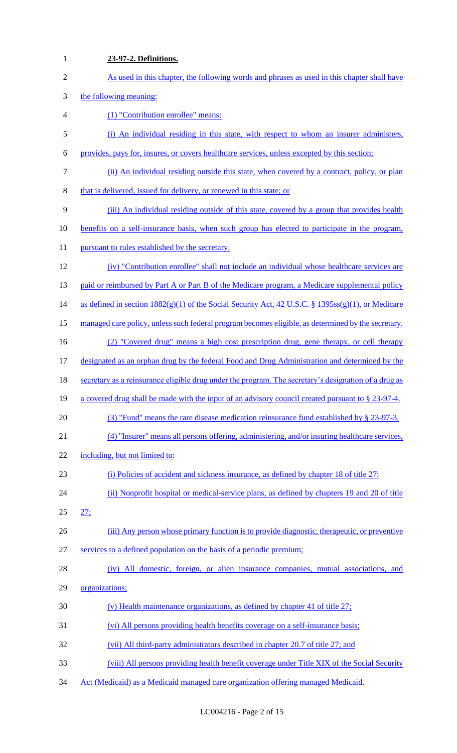**23-97-2. Definitions.**

As used in this chapter, the following words and phrases as used in this chapter shall have the following meaning:

(1) "Contribution enrollee" means:

(i) An individual residing in this state, with respect to whom an insurer administers, provides, pays for, insures, or covers healthcare services, unless excepted by this section;

(ii) An individual residing outside this state, when covered by a contract, policy, or plan that is delivered, issued for delivery, or renewed in this state; or

(iii) An individual residing outside of this state, covered by a group that provides health benefits on a self-insurance basis, when such group has elected to participate in the program, pursuant to rules established by the secretary.

(iv) "Contribution enrollee" shall not include an individual whose healthcare services are paid or reimbursed by Part A or Part B of the Medicare program, a Medicare supplemental policy as defined in section 1882(g)(1) of the Social Security Act, 42 U.S.C. § 1395ss(g)(1), or Medicare managed care policy, unless such federal program becomes eligible, as determined by the secretary.

(2) "Covered drug" means a high cost prescription drug, gene therapy, or cell therapy designated as an orphan drug by the federal Food and Drug Administration and determined by the secretary as a reinsurance eligible drug under the program. The secretary's designation of a drug as a covered drug shall be made with the input of an advisory council created pursuant to § 23-97-4.

(3) "Fund" means the rare disease medication reinsurance fund established by § 23-97-3.

(4) "Insurer" means all persons offering, administering, and/or insuring healthcare services, including, but not limited to:

(i) Policies of accident and sickness insurance, as defined by chapter 18 of title 27:

(ii) Nonprofit hospital or medical-service plans, as defined by chapters 19 and 20 of title 27;

(iii) Any person whose primary function is to provide diagnostic, therapeutic, or preventive services to a defined population on the basis of a periodic premium;

(iv) All domestic, foreign, or alien insurance companies, mutual associations, and organizations;

(v) Health maintenance organizations, as defined by chapter 41 of title 27;

(vi) All persons providing health benefits coverage on a self-insurance basis;

(vii) All third-party administrators described in chapter 20.7 of title 27; and

(viii) All persons providing health benefit coverage under Title XIX of the Social Security Act (Medicaid) as a Medicaid managed care organization offering managed Medicaid.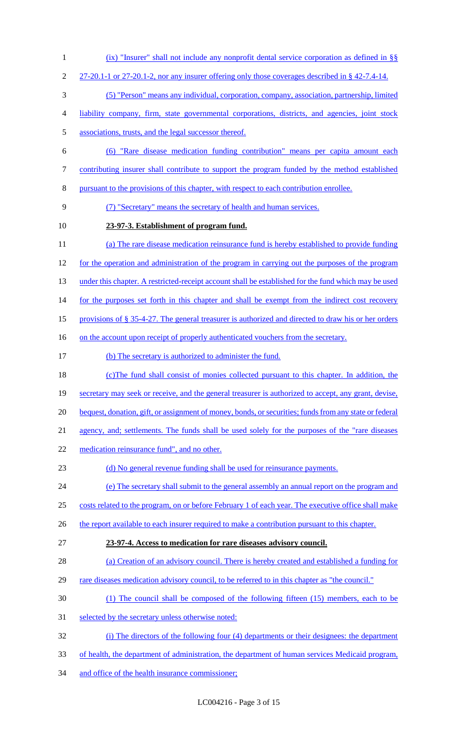(ix) "Insurer" shall not include any nonprofit dental service corporation as defined in §§ 27-20.1-1 or 27-20.1-2, nor any insurer offering only those coverages described in § 42-7.4-14.

(5) "Person" means any individual, corporation, company, association, partnership, limited liability company, firm, state governmental corporations, districts, and agencies, joint stock associations, trusts, and the legal successor thereof.

(6) "Rare disease medication funding contribution" means per capita amount each contributing insurer shall contribute to support the program funded by the method established pursuant to the provisions of this chapter, with respect to each contribution enrollee.

(7) "Secretary" means the secretary of health and human services.

**23-97-3. Establishment of program fund.**

(a) The rare disease medication reinsurance fund is hereby established to provide funding for the operation and administration of the program in carrying out the purposes of the program under this chapter. A restricted-receipt account shall be established for the fund which may be used for the purposes set forth in this chapter and shall be exempt from the indirect cost recovery provisions of § 35-4-27. The general treasurer is authorized and directed to draw his or her orders on the account upon receipt of properly authenticated vouchers from the secretary.

(b) The secretary is authorized to administer the fund.

(c)The fund shall consist of monies collected pursuant to this chapter. In addition, the secretary may seek or receive, and the general treasurer is authorized to accept, any grant, devise, bequest, donation, gift, or assignment of money, bonds, or securities; funds from any state or federal agency, and; settlements. The funds shall be used solely for the purposes of the "rare diseases medication reinsurance fund", and no other.

(d) No general revenue funding shall be used for reinsurance payments.

(e) The secretary shall submit to the general assembly an annual report on the program and costs related to the program, on or before February 1 of each year. The executive office shall make the report available to each insurer required to make a contribution pursuant to this chapter.

**23-97-4. Access to medication for rare diseases advisory council.**

(a) Creation of an advisory council. There is hereby created and established a funding for rare diseases medication advisory council, to be referred to in this chapter as "the council."

(1) The council shall be composed of the following fifteen (15) members, each to be selected by the secretary unless otherwise noted:

(i) The directors of the following four (4) departments or their designees: the department of health, the department of administration, the department of human services Medicaid program, and office of the health insurance commissioner;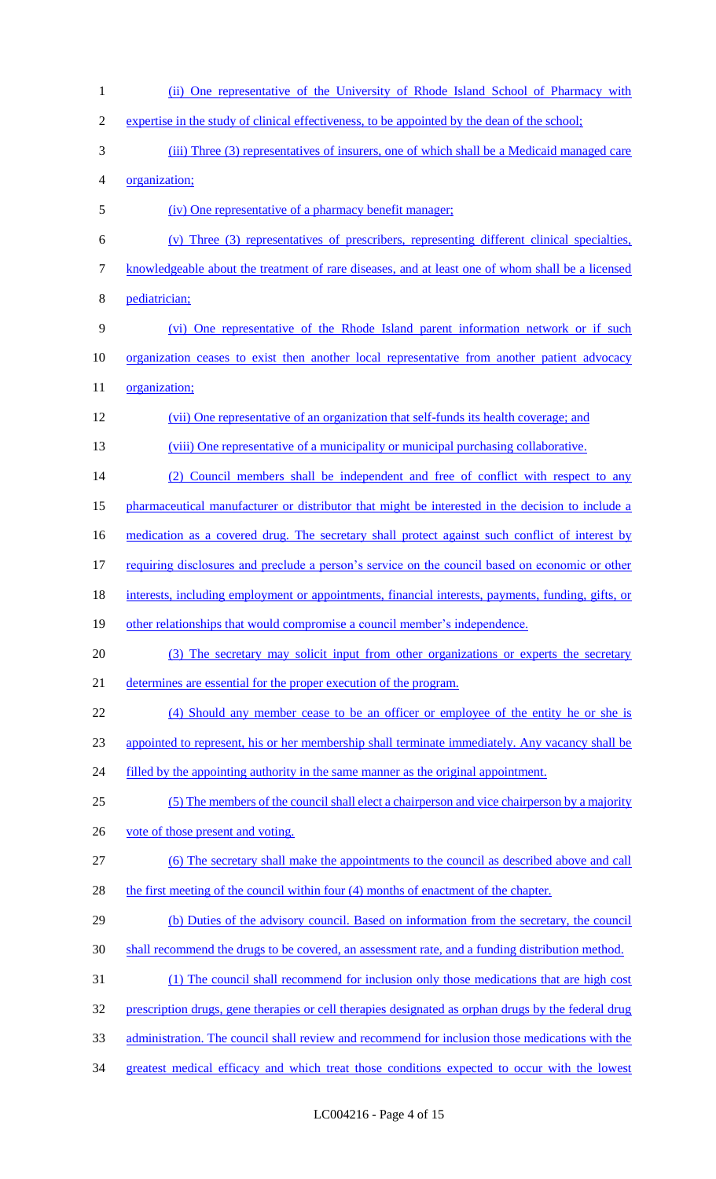(ii) One representative of the University of Rhode Island School of Pharmacy with expertise in the study of clinical effectiveness, to be appointed by the dean of the school;

(iii) Three (3) representatives of insurers, one of which shall be a Medicaid managed care organization;

(iv) One representative of a pharmacy benefit manager;

(v) Three (3) representatives of prescribers, representing different clinical specialties, knowledgeable about the treatment of rare diseases, and at least one of whom shall be a licensed pediatrician;

(vi) One representative of the Rhode Island parent information network or if such organization ceases to exist then another local representative from another patient advocacy organization;

(vii) One representative of an organization that self-funds its health coverage; and

(viii) One representative of a municipality or municipal purchasing collaborative.

(2) Council members shall be independent and free of conflict with respect to any pharmaceutical manufacturer or distributor that might be interested in the decision to include a medication as a covered drug. The secretary shall protect against such conflict of interest by requiring disclosures and preclude a person's service on the council based on economic or other interests, including employment or appointments, financial interests, payments, funding, gifts, or other relationships that would compromise a council member's independence.

(3) The secretary may solicit input from other organizations or experts the secretary determines are essential for the proper execution of the program.

(4) Should any member cease to be an officer or employee of the entity he or she is appointed to represent, his or her membership shall terminate immediately. Any vacancy shall be filled by the appointing authority in the same manner as the original appointment.

(5) The members of the council shall elect a chairperson and vice chairperson by a majority vote of those present and voting.

(6) The secretary shall make the appointments to the council as described above and call the first meeting of the council within four (4) months of enactment of the chapter.

(b) Duties of the advisory council. Based on information from the secretary, the council shall recommend the drugs to be covered, an assessment rate, and a funding distribution method.

(1) The council shall recommend for inclusion only those medications that are high cost prescription drugs, gene therapies or cell therapies designated as orphan drugs by the federal drug administration. The council shall review and recommend for inclusion those medications with the greatest medical efficacy and which treat those conditions expected to occur with the lowest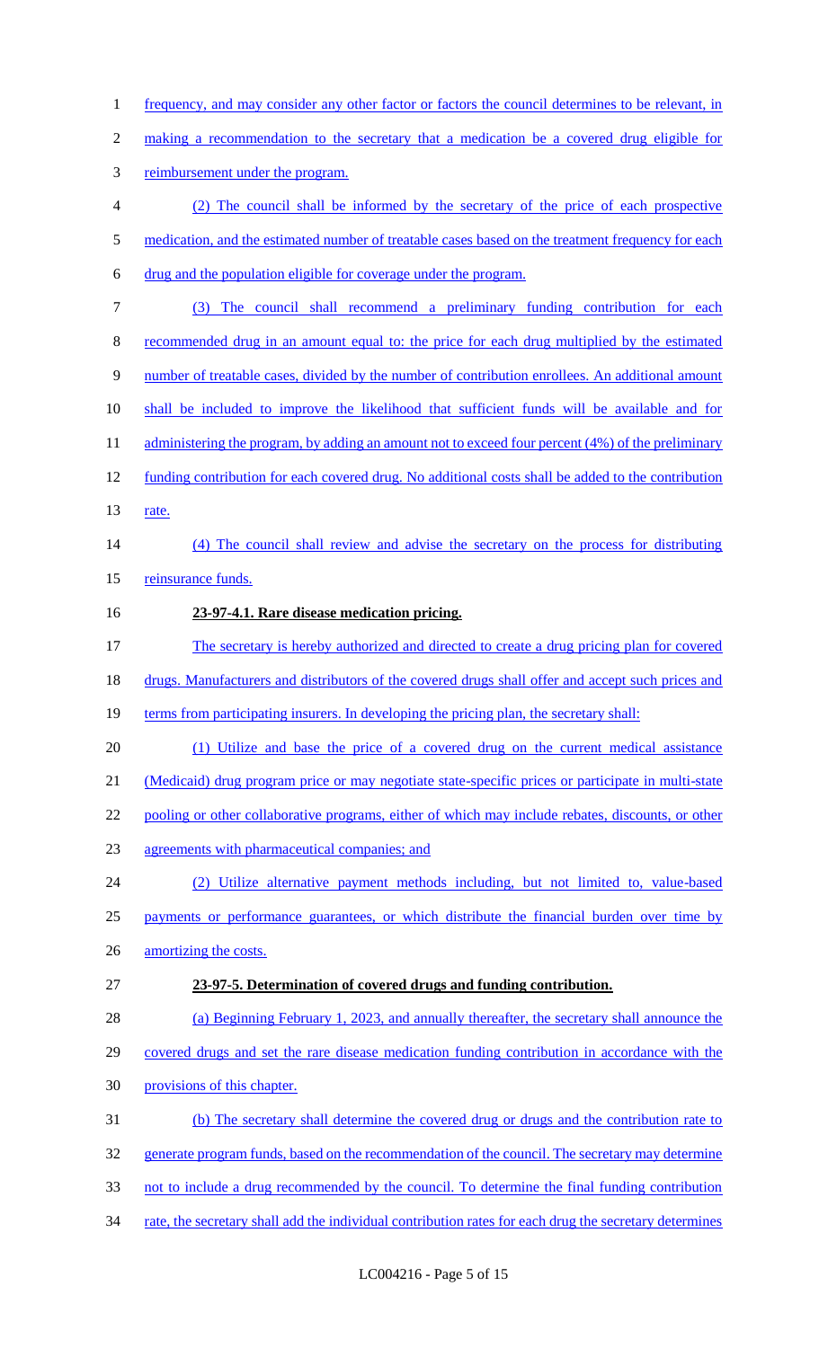frequency, and may consider any other factor or factors the council determines to be relevant, in making a recommendation to the secretary that a medication be a covered drug eligible for reimbursement under the program.

(2) The council shall be informed by the secretary of the price of each prospective medication, and the estimated number of treatable cases based on the treatment frequency for each drug and the population eligible for coverage under the program.

(3) The council shall recommend a preliminary funding contribution for each recommended drug in an amount equal to: the price for each drug multiplied by the estimated number of treatable cases, divided by the number of contribution enrollees. An additional amount shall be included to improve the likelihood that sufficient funds will be available and for administering the program, by adding an amount not to exceed four percent (4%) of the preliminary funding contribution for each covered drug. No additional costs shall be added to the contribution rate.

(4) The council shall review and advise the secretary on the process for distributing reinsurance funds.

**23-97-4.1. Rare disease medication pricing.**

The secretary is hereby authorized and directed to create a drug pricing plan for covered drugs. Manufacturers and distributors of the covered drugs shall offer and accept such prices and terms from participating insurers. In developing the pricing plan, the secretary shall:

(1) Utilize and base the price of a covered drug on the current medical assistance (Medicaid) drug program price or may negotiate state-specific prices or participate in multi-state pooling or other collaborative programs, either of which may include rebates, discounts, or other agreements with pharmaceutical companies; and

(2) Utilize alternative payment methods including, but not limited to, value-based payments or performance guarantees, or which distribute the financial burden over time by amortizing the costs.

**23-97-5. Determination of covered drugs and funding contribution.**

(a) Beginning February 1, 2023, and annually thereafter, the secretary shall announce the covered drugs and set the rare disease medication funding contribution in accordance with the provisions of this chapter.

(b) The secretary shall determine the covered drug or drugs and the contribution rate to generate program funds, based on the recommendation of the council. The secretary may determine not to include a drug recommended by the council. To determine the final funding contribution rate, the secretary shall add the individual contribution rates for each drug the secretary determines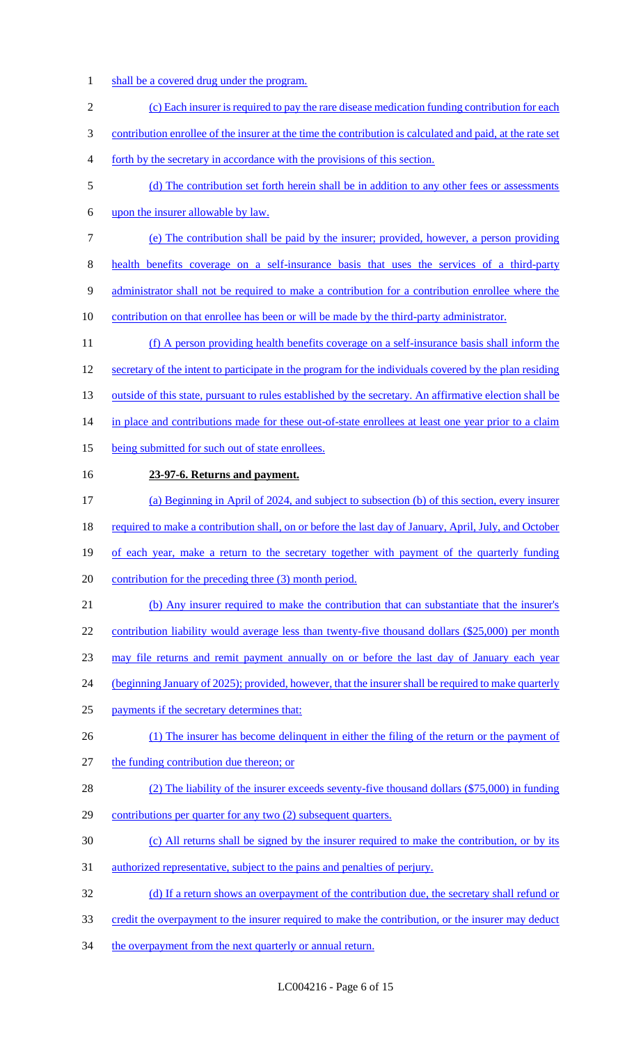shall be a covered drug under the program.

(c) Each insurer is required to pay the rare disease medication funding contribution for each contribution enrollee of the insurer at the time the contribution is calculated and paid, at the rate set forth by the secretary in accordance with the provisions of this section.

(d) The contribution set forth herein shall be in addition to any other fees or assessments upon the insurer allowable by law.

(e) The contribution shall be paid by the insurer; provided, however, a person providing health benefits coverage on a self-insurance basis that uses the services of a third-party administrator shall not be required to make a contribution for a contribution enrollee where the contribution on that enrollee has been or will be made by the third-party administrator.

(f) A person providing health benefits coverage on a self-insurance basis shall inform the secretary of the intent to participate in the program for the individuals covered by the plan residing outside of this state, pursuant to rules established by the secretary. An affirmative election shall be in place and contributions made for these out-of-state enrollees at least one year prior to a claim being submitted for such out of state enrollees.

**23-97-6. Returns and payment.**

(a) Beginning in April of 2024, and subject to subsection (b) of this section, every insurer required to make a contribution shall, on or before the last day of January, April, July, and October of each year, make a return to the secretary together with payment of the quarterly funding contribution for the preceding three (3) month period.

(b) Any insurer required to make the contribution that can substantiate that the insurer's contribution liability would average less than twenty-five thousand dollars ($25,000) per month may file returns and remit payment annually on or before the last day of January each year (beginning January of 2025); provided, however, that the insurer shall be required to make quarterly payments if the secretary determines that:

(1) The insurer has become delinquent in either the filing of the return or the payment of the funding contribution due thereon; or

(2) The liability of the insurer exceeds seventy-five thousand dollars ($75,000) in funding contributions per quarter for any two (2) subsequent quarters.

(c) All returns shall be signed by the insurer required to make the contribution, or by its authorized representative, subject to the pains and penalties of perjury.

(d) If a return shows an overpayment of the contribution due, the secretary shall refund or credit the overpayment to the insurer required to make the contribution, or the insurer may deduct the overpayment from the next quarterly or annual return.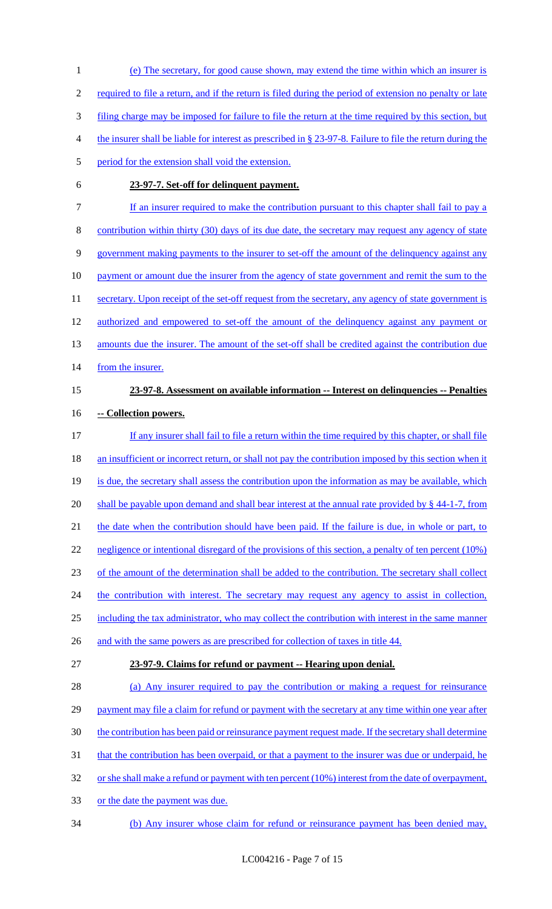(e) The secretary, for good cause shown, may extend the time within which an insurer is required to file a return, and if the return is filed during the period of extension no penalty or late filing charge may be imposed for failure to file the return at the time required by this section, but the insurer shall be liable for interest as prescribed in § 23-97-8. Failure to file the return during the period for the extension shall void the extension.

**23-97-7. Set-off for delinquent payment.**

If an insurer required to make the contribution pursuant to this chapter shall fail to pay a contribution within thirty (30) days of its due date, the secretary may request any agency of state government making payments to the insurer to set-off the amount of the delinquency against any payment or amount due the insurer from the agency of state government and remit the sum to the secretary. Upon receipt of the set-off request from the secretary, any agency of state government is authorized and empowered to set-off the amount of the delinquency against any payment or amounts due the insurer. The amount of the set-off shall be credited against the contribution due from the insurer.

**23-97-8. Assessment on available information -- Interest on delinquencies -- Penalties -- Collection powers.**

If any insurer shall fail to file a return within the time required by this chapter, or shall file an insufficient or incorrect return, or shall not pay the contribution imposed by this section when it is due, the secretary shall assess the contribution upon the information as may be available, which shall be payable upon demand and shall bear interest at the annual rate provided by § 44-1-7, from the date when the contribution should have been paid. If the failure is due, in whole or part, to negligence or intentional disregard of the provisions of this section, a penalty of ten percent (10%) of the amount of the determination shall be added to the contribution. The secretary shall collect the contribution with interest. The secretary may request any agency to assist in collection, including the tax administrator, who may collect the contribution with interest in the same manner and with the same powers as are prescribed for collection of taxes in title 44.

**23-97-9. Claims for refund or payment -- Hearing upon denial.**

(a) Any insurer required to pay the contribution or making a request for reinsurance payment may file a claim for refund or payment with the secretary at any time within one year after the contribution has been paid or reinsurance payment request made. If the secretary shall determine that the contribution has been overpaid, or that a payment to the insurer was due or underpaid, he or she shall make a refund or payment with ten percent (10%) interest from the date of overpayment, or the date the payment was due.

(b) Any insurer whose claim for refund or reinsurance payment has been denied may,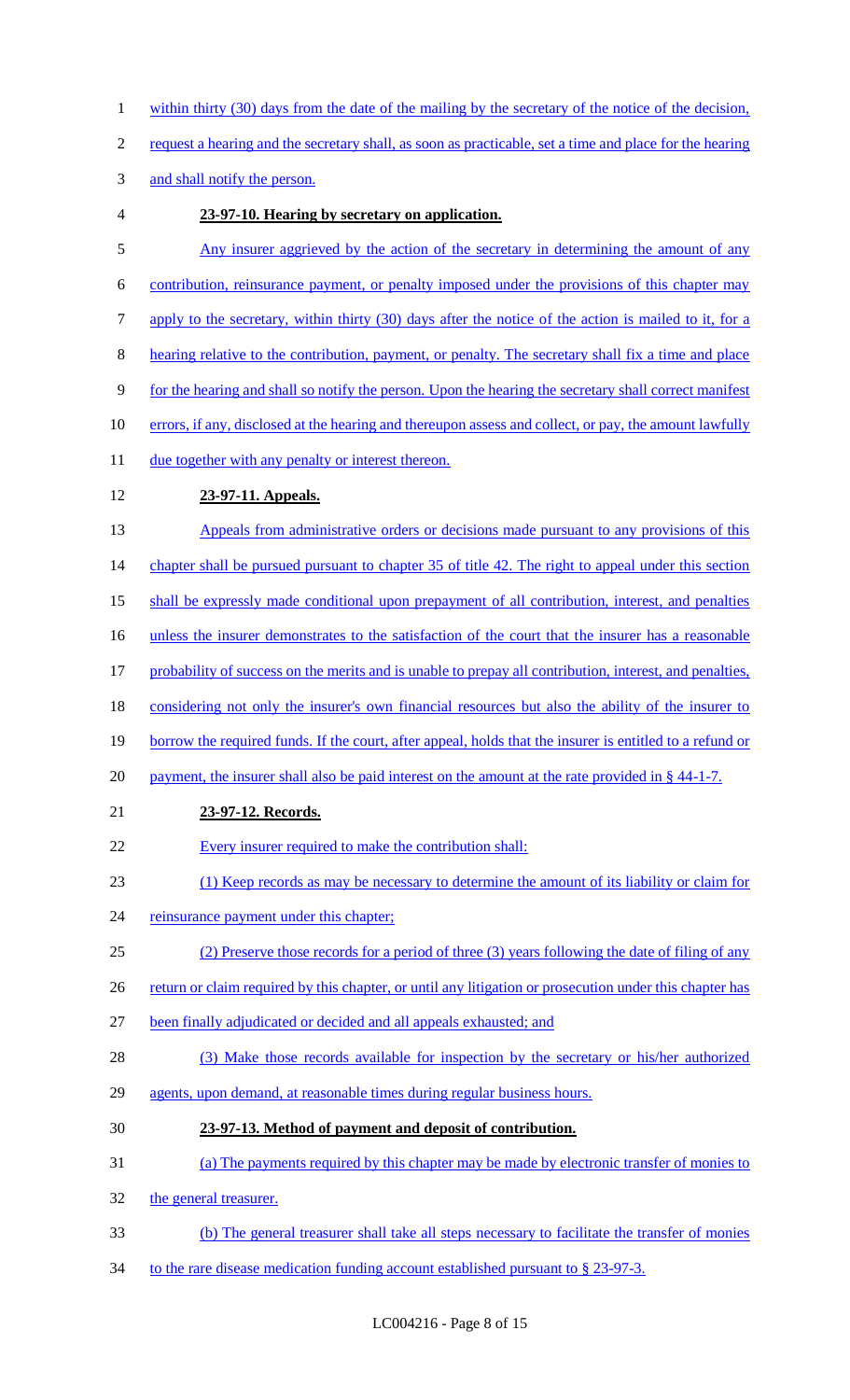within thirty (30) days from the date of the mailing by the secretary of the notice of the decision, request a hearing and the secretary shall, as soon as practicable, set a time and place for the hearing and shall notify the person.

**23-97-10. Hearing by secretary on application.**

Any insurer aggrieved by the action of the secretary in determining the amount of any contribution, reinsurance payment, or penalty imposed under the provisions of this chapter may apply to the secretary, within thirty (30) days after the notice of the action is mailed to it, for a hearing relative to the contribution, payment, or penalty. The secretary shall fix a time and place for the hearing and shall so notify the person. Upon the hearing the secretary shall correct manifest errors, if any, disclosed at the hearing and thereupon assess and collect, or pay, the amount lawfully due together with any penalty or interest thereon.

**23-97-11. Appeals.**

Appeals from administrative orders or decisions made pursuant to any provisions of this chapter shall be pursued pursuant to chapter 35 of title 42. The right to appeal under this section shall be expressly made conditional upon prepayment of all contribution, interest, and penalties unless the insurer demonstrates to the satisfaction of the court that the insurer has a reasonable probability of success on the merits and is unable to prepay all contribution, interest, and penalties, considering not only the insurer's own financial resources but also the ability of the insurer to borrow the required funds. If the court, after appeal, holds that the insurer is entitled to a refund or payment, the insurer shall also be paid interest on the amount at the rate provided in § 44-1-7.

**23-97-12. Records.**

Every insurer required to make the contribution shall:

(1) Keep records as may be necessary to determine the amount of its liability or claim for reinsurance payment under this chapter;

(2) Preserve those records for a period of three (3) years following the date of filing of any return or claim required by this chapter, or until any litigation or prosecution under this chapter has been finally adjudicated or decided and all appeals exhausted; and

(3) Make those records available for inspection by the secretary or his/her authorized agents, upon demand, at reasonable times during regular business hours.

**23-97-13. Method of payment and deposit of contribution.**

(a) The payments required by this chapter may be made by electronic transfer of monies to the general treasurer.

(b) The general treasurer shall take all steps necessary to facilitate the transfer of monies to the rare disease medication funding account established pursuant to § 23-97-3.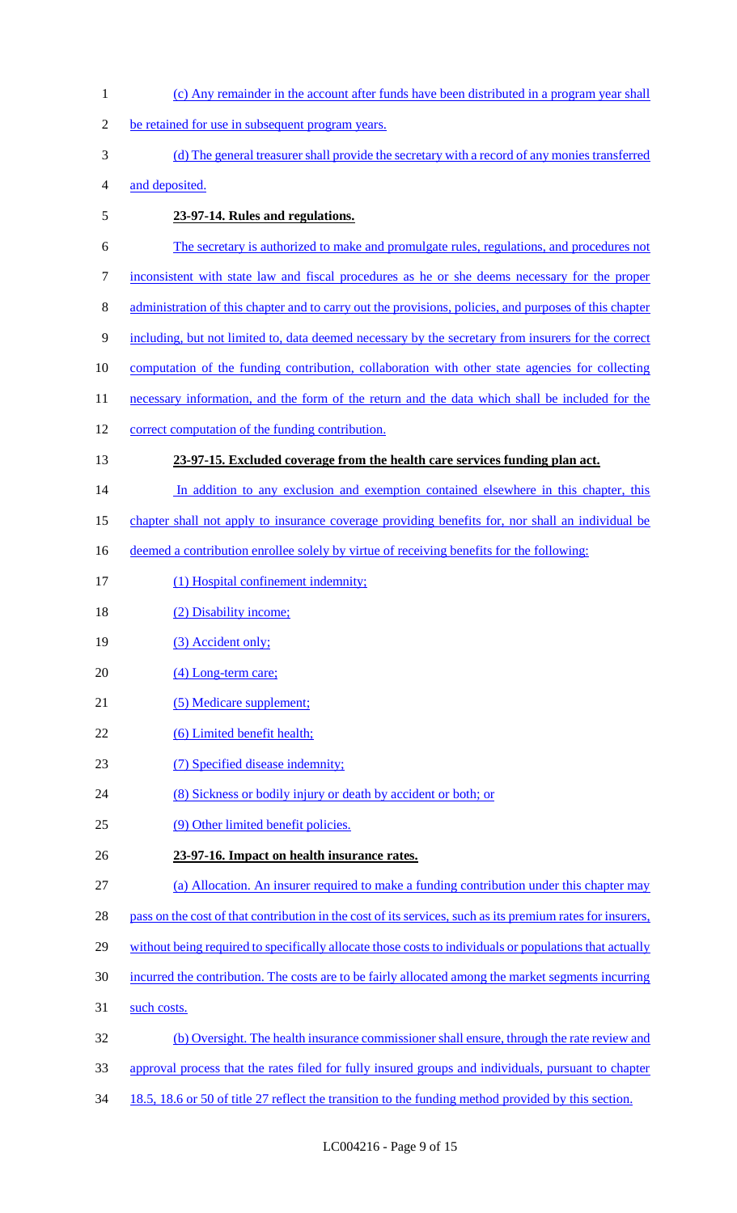(c) Any remainder in the account after funds have been distributed in a program year shall be retained for use in subsequent program years.

(d) The general treasurer shall provide the secretary with a record of any monies transferred and deposited.

**23-97-14. Rules and regulations.**

The secretary is authorized to make and promulgate rules, regulations, and procedures not inconsistent with state law and fiscal procedures as he or she deems necessary for the proper administration of this chapter and to carry out the provisions, policies, and purposes of this chapter including, but not limited to, data deemed necessary by the secretary from insurers for the correct computation of the funding contribution, collaboration with other state agencies for collecting necessary information, and the form of the return and the data which shall be included for the correct computation of the funding contribution.

**23-97-15. Excluded coverage from the health care services funding plan act.**

In addition to any exclusion and exemption contained elsewhere in this chapter, this chapter shall not apply to insurance coverage providing benefits for, nor shall an individual be deemed a contribution enrollee solely by virtue of receiving benefits for the following:

(1) Hospital confinement indemnity;

(2) Disability income;

(3) Accident only;

(4) Long-term care;

(5) Medicare supplement;

(6) Limited benefit health;

(7) Specified disease indemnity;

(8) Sickness or bodily injury or death by accident or both; or

(9) Other limited benefit policies.

**23-97-16. Impact on health insurance rates.**

(a) Allocation. An insurer required to make a funding contribution under this chapter may pass on the cost of that contribution in the cost of its services, such as its premium rates for insurers, without being required to specifically allocate those costs to individuals or populations that actually incurred the contribution. The costs are to be fairly allocated among the market segments incurring such costs.

(b) Oversight. The health insurance commissioner shall ensure, through the rate review and approval process that the rates filed for fully insured groups and individuals, pursuant to chapter 18.5, 18.6 or 50 of title 27 reflect the transition to the funding method provided by this section.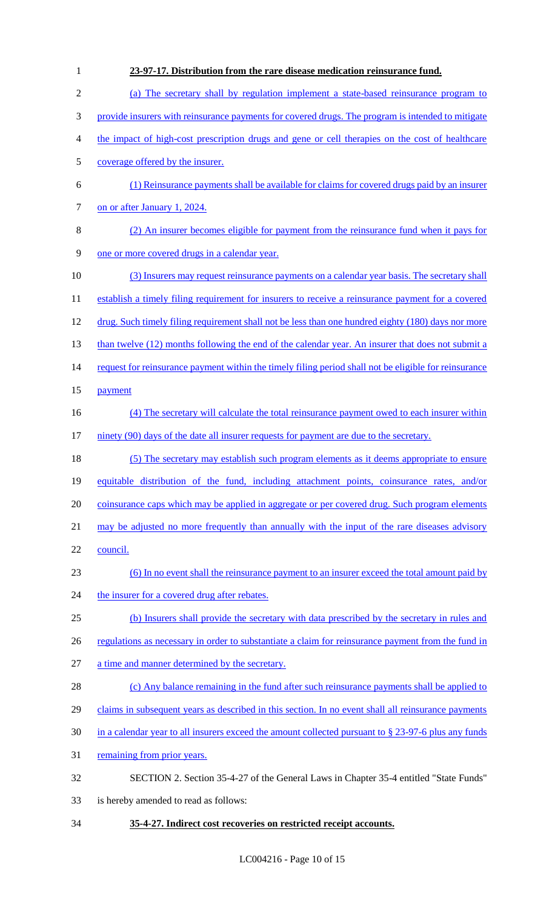**23-97-17. Distribution from the rare disease medication reinsurance fund.**

(a) The secretary shall by regulation implement a state-based reinsurance program to provide insurers with reinsurance payments for covered drugs. The program is intended to mitigate the impact of high-cost prescription drugs and gene or cell therapies on the cost of healthcare coverage offered by the insurer.

(1) Reinsurance payments shall be available for claims for covered drugs paid by an insurer on or after January 1, 2024.

(2) An insurer becomes eligible for payment from the reinsurance fund when it pays for one or more covered drugs in a calendar year.

(3) Insurers may request reinsurance payments on a calendar year basis. The secretary shall establish a timely filing requirement for insurers to receive a reinsurance payment for a covered drug. Such timely filing requirement shall not be less than one hundred eighty (180) days nor more than twelve (12) months following the end of the calendar year. An insurer that does not submit a request for reinsurance payment within the timely filing period shall not be eligible for reinsurance payment

(4) The secretary will calculate the total reinsurance payment owed to each insurer within ninety (90) days of the date all insurer requests for payment are due to the secretary.

(5) The secretary may establish such program elements as it deems appropriate to ensure equitable distribution of the fund, including attachment points, coinsurance rates, and/or coinsurance caps which may be applied in aggregate or per covered drug. Such program elements may be adjusted no more frequently than annually with the input of the rare diseases advisory council.

(6) In no event shall the reinsurance payment to an insurer exceed the total amount paid by the insurer for a covered drug after rebates.

(b) Insurers shall provide the secretary with data prescribed by the secretary in rules and regulations as necessary in order to substantiate a claim for reinsurance payment from the fund in a time and manner determined by the secretary.

(c) Any balance remaining in the fund after such reinsurance payments shall be applied to claims in subsequent years as described in this section. In no event shall all reinsurance payments in a calendar year to all insurers exceed the amount collected pursuant to § 23-97-6 plus any funds remaining from prior years.

SECTION 2. Section 35-4-27 of the General Laws in Chapter 35-4 entitled "State Funds" is hereby amended to read as follows:

**35-4-27. Indirect cost recoveries on restricted receipt accounts.**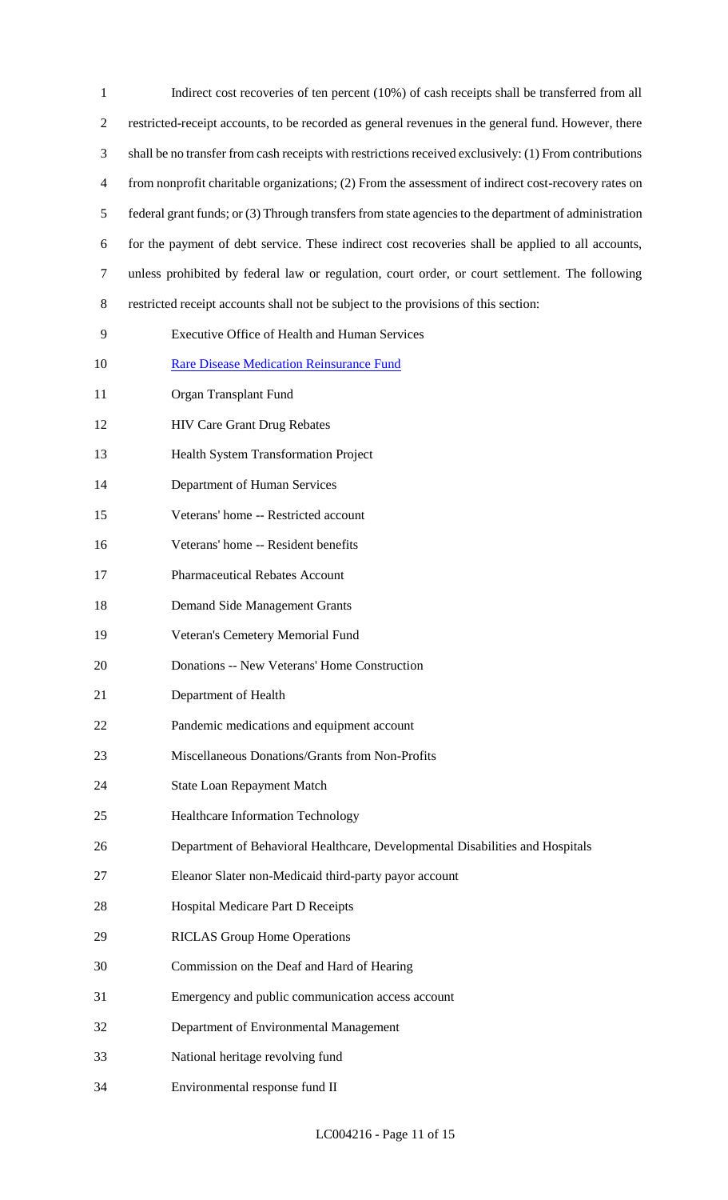Indirect cost recoveries of ten percent (10%) of cash receipts shall be transferred from all restricted-receipt accounts, to be recorded as general revenues in the general fund. However, there shall be no transfer from cash receipts with restrictions received exclusively: (1) From contributions from nonprofit charitable organizations; (2) From the assessment of indirect cost-recovery rates on federal grant funds; or (3) Through transfers from state agencies to the department of administration for the payment of debt service. These indirect cost recoveries shall be applied to all accounts, unless prohibited by federal law or regulation, court order, or court settlement. The following restricted receipt accounts shall not be subject to the provisions of this section:

Executive Office of Health and Human Services

Rare Disease Medication Reinsurance Fund

Organ Transplant Fund

HIV Care Grant Drug Rebates

Health System Transformation Project

Department of Human Services

Veterans' home -- Restricted account

Veterans' home -- Resident benefits

Pharmaceutical Rebates Account

Demand Side Management Grants

Veteran's Cemetery Memorial Fund

Donations -- New Veterans' Home Construction

Department of Health

Pandemic medications and equipment account

Miscellaneous Donations/Grants from Non-Profits

State Loan Repayment Match

Healthcare Information Technology

Department of Behavioral Healthcare, Developmental Disabilities and Hospitals

Eleanor Slater non-Medicaid third-party payor account

Hospital Medicare Part D Receipts

RICLAS Group Home Operations

Commission on the Deaf and Hard of Hearing

Emergency and public communication access account

Department of Environmental Management

National heritage revolving fund

Environmental response fund II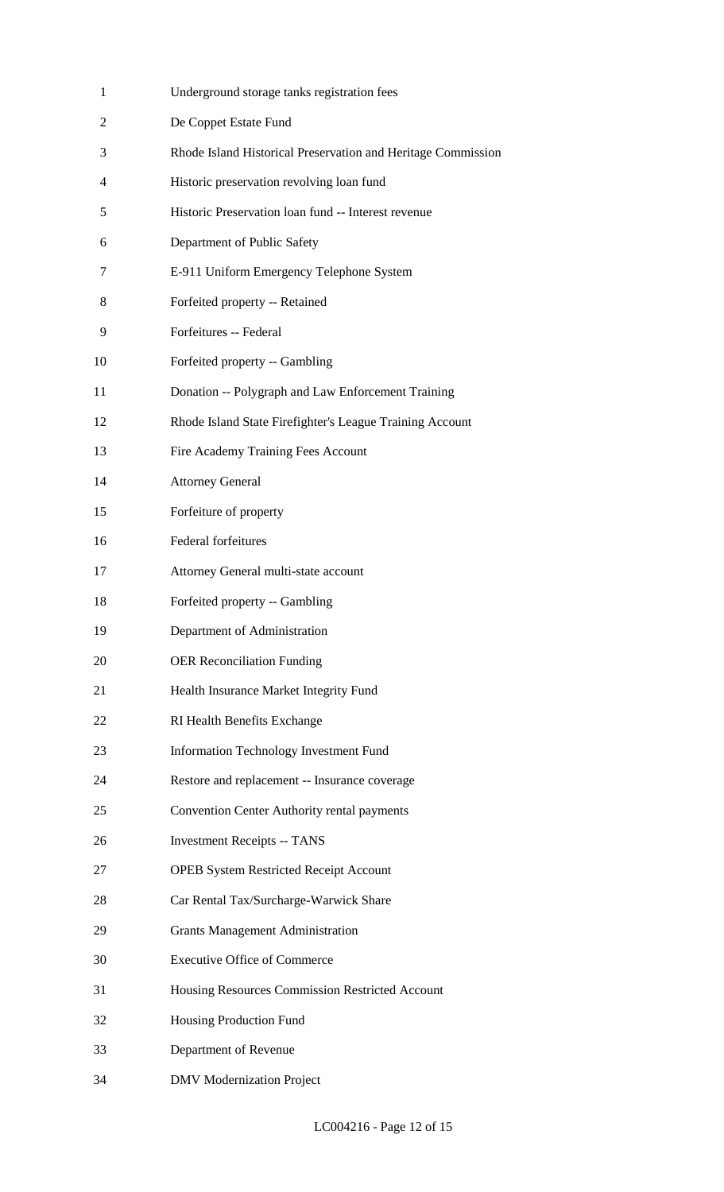Underground storage tanks registration fees

De Coppet Estate Fund

Rhode Island Historical Preservation and Heritage Commission

Historic preservation revolving loan fund

Historic Preservation loan fund -- Interest revenue

Department of Public Safety

E-911 Uniform Emergency Telephone System

Forfeited property -- Retained

Forfeitures -- Federal

Forfeited property -- Gambling

Donation -- Polygraph and Law Enforcement Training

Rhode Island State Firefighter's League Training Account

Fire Academy Training Fees Account

Attorney General

Forfeiture of property

Federal forfeitures

Attorney General multi-state account

Forfeited property -- Gambling

Department of Administration

OER Reconciliation Funding

Health Insurance Market Integrity Fund

RI Health Benefits Exchange

Information Technology Investment Fund

Restore and replacement -- Insurance coverage

Convention Center Authority rental payments

Investment Receipts -- TANS

OPEB System Restricted Receipt Account

Car Rental Tax/Surcharge-Warwick Share

Grants Management Administration

Executive Office of Commerce

Housing Resources Commission Restricted Account

Housing Production Fund

Department of Revenue

DMV Modernization Project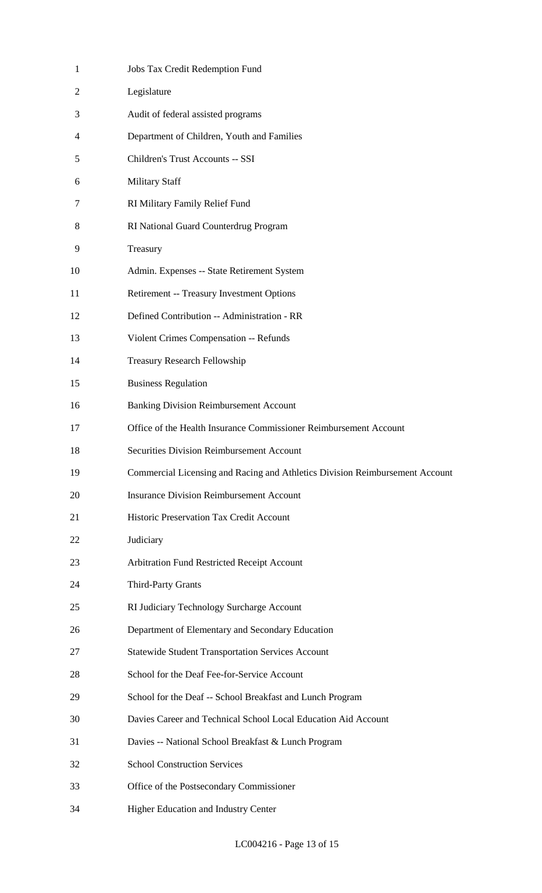Jobs Tax Credit Redemption Fund

Legislature

Audit of federal assisted programs

Department of Children, Youth and Families

Children's Trust Accounts -- SSI

Military Staff

RI Military Family Relief Fund

RI National Guard Counterdrug Program

Treasury

Admin. Expenses -- State Retirement System

Retirement -- Treasury Investment Options

Defined Contribution -- Administration - RR

Violent Crimes Compensation -- Refunds

Treasury Research Fellowship

Business Regulation

Banking Division Reimbursement Account

Office of the Health Insurance Commissioner Reimbursement Account

Securities Division Reimbursement Account

Commercial Licensing and Racing and Athletics Division Reimbursement Account

Insurance Division Reimbursement Account

Historic Preservation Tax Credit Account

Judiciary

Arbitration Fund Restricted Receipt Account

Third-Party Grants

RI Judiciary Technology Surcharge Account

Department of Elementary and Secondary Education

Statewide Student Transportation Services Account

School for the Deaf Fee-for-Service Account

School for the Deaf -- School Breakfast and Lunch Program

Davies Career and Technical School Local Education Aid Account

Davies -- National School Breakfast & Lunch Program

School Construction Services

Office of the Postsecondary Commissioner

Higher Education and Industry Center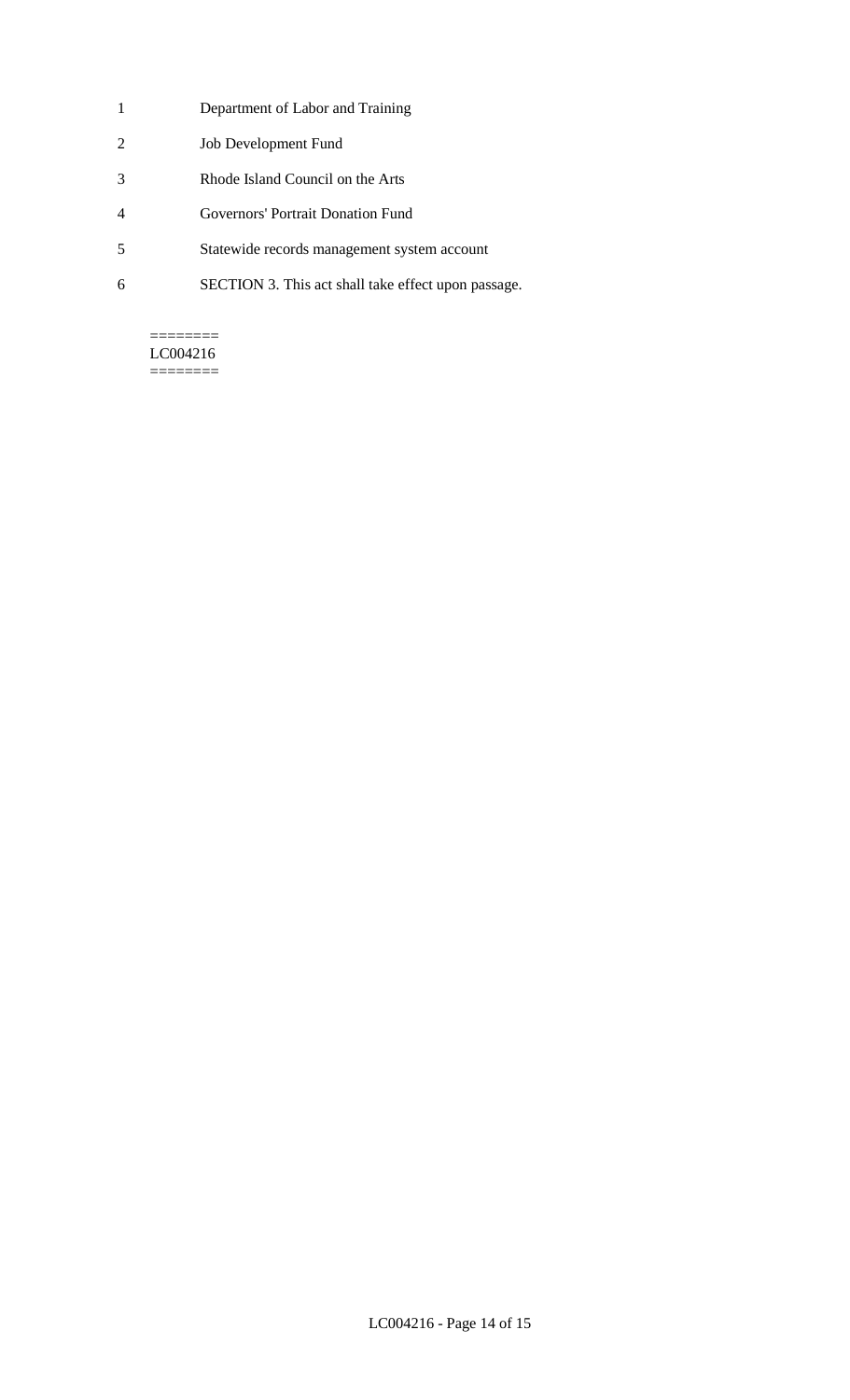Department of Labor and Training

Job Development Fund

Rhode Island Council on the Arts

Governors' Portrait Donation Fund

Statewide records management system account

SECTION 3. This act shall take effect upon passage.

========
LC004216
========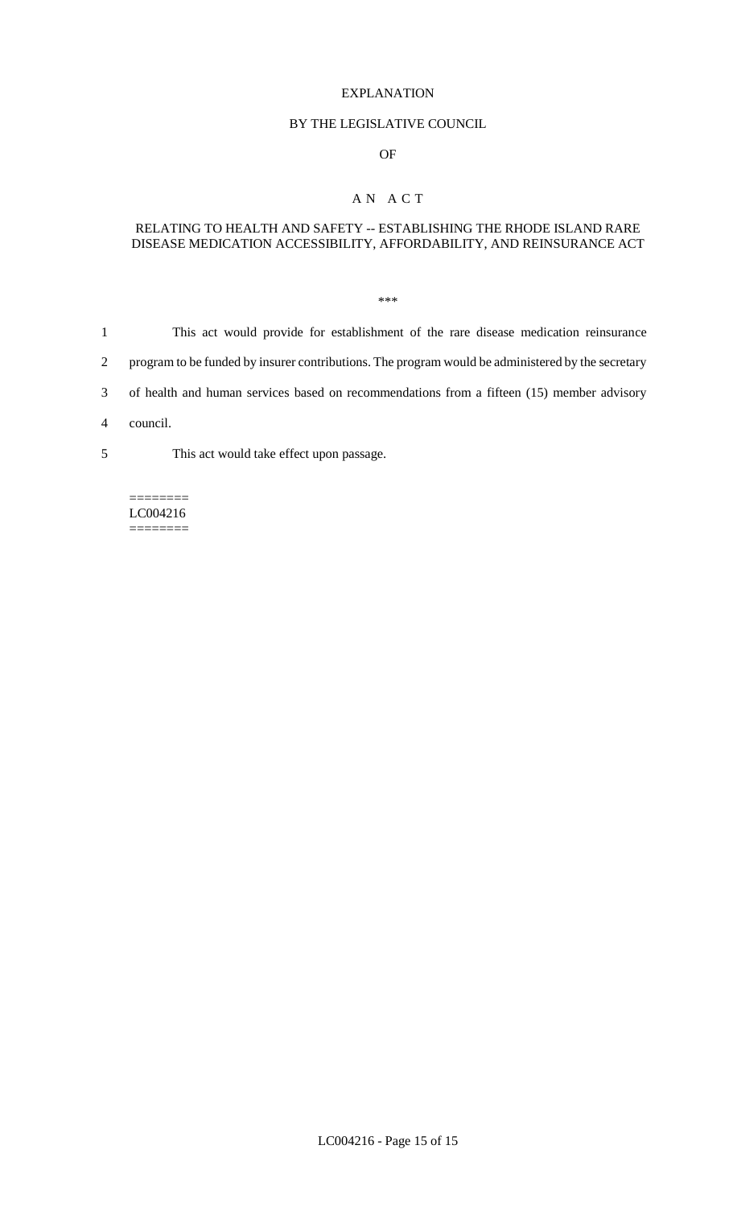EXPLANATION

BY THE LEGISLATIVE COUNCIL

OF

A N A C T

RELATING TO HEALTH AND SAFETY -- ESTABLISHING THE RHODE ISLAND RARE DISEASE MEDICATION ACCESSIBILITY, AFFORDABILITY, AND REINSURANCE ACT

\*\*\*

1 This act would provide for establishment of the rare disease medication reinsurance
2 program to be funded by insurer contributions. The program would be administered by the secretary
3 of health and human services based on recommendations from a fifteen (15) member advisory
4 council.

5 This act would take effect upon passage.

========
LC004216
========